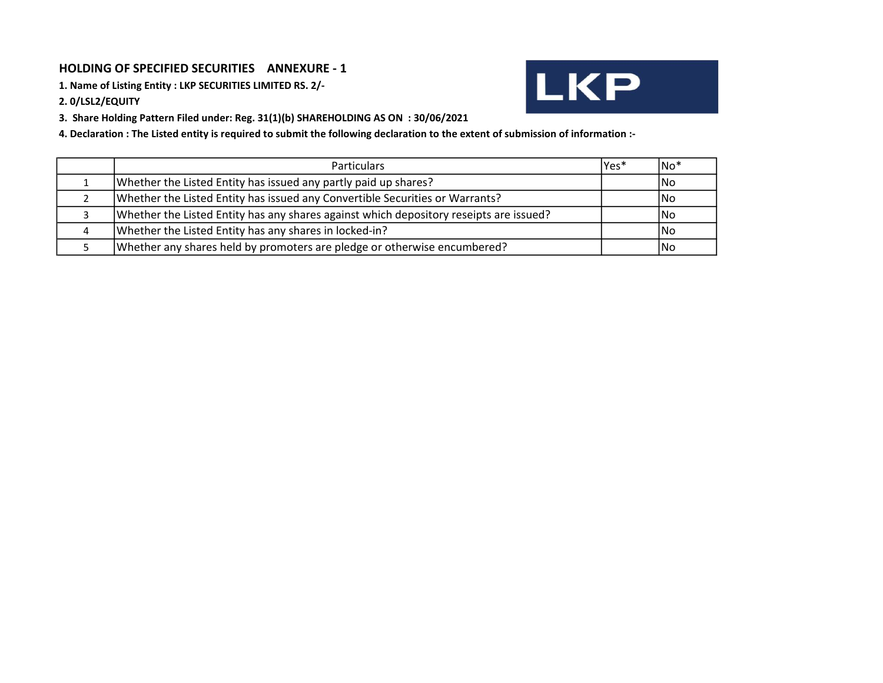## HOLDING OF SPECIFIED SECURITIES ANNEXURE - 1

**1. Name of Listing Entity : LKP SECURITIES LIMITED RS. 2/-**

**2. 0/LSL2/EQUITY**

**3. Share Holding Pattern Filed under: Reg. 31(1)(b) SHAREHOLDING AS ON : 30/06/2021**

**4. Declaration : The Listed entity is required to submit the following declaration to the extent of submission of information :-**

| | Particulars | Yes* | No* |
|---|---|---|---|
| 1 | Whether the Listed Entity has issued any partly paid up shares? | | No |
| 2 | Whether the Listed Entity has issued any Convertible Securities or Warrants? | | No |
| 3 | Whether the Listed Entity has any shares against which depository reseipts are issued? | | No |
| 4 | Whether the Listed Entity has any shares in locked-in? | | No |
| 5 | Whether any shares held by promoters are pledge or otherwise encumbered? | | No |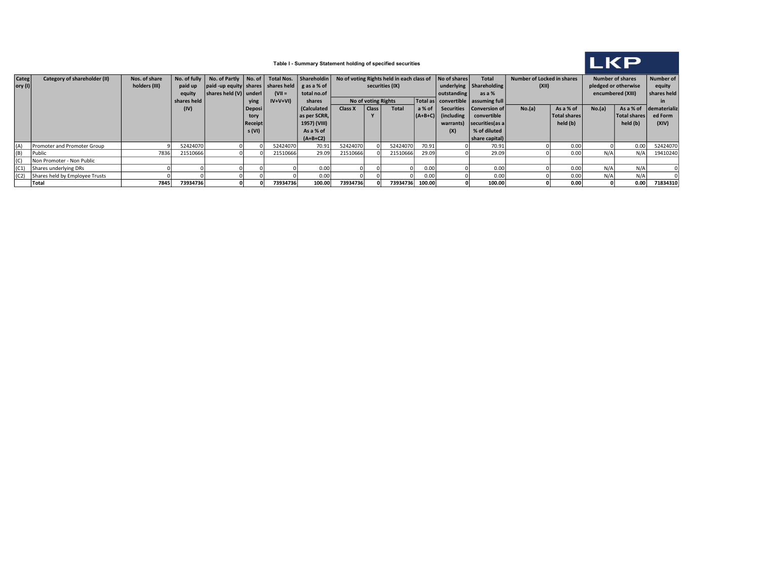### Table I - Summary Statement holding of specified securities

LKP

| Category (I) | Category of shareholder (II) | Nos. of share holders (III) | No. of fully paid up equity shares held (IV) | No. of Partly paid -up equity shares held (V) | No. of shares underlying Depository Receipts (VI) | Total Nos. shares held (VII = IV+V+VI) | Shareholding as a % of total no.of shares (Calculated as per SCRR, 1957) (VIII) As a % of (A+B+C2) | No of voting Rights held in each class of securities (IX) | | | | No of shares underlying outstanding convertible Securities (including warrants) (X) | Total Shareholding as a % assuming full Conversion of convertible securities(as a % of diluted share capital) | Number of Locked in shares (XII) | | Number of shares pledged or otherwise encumbered (XIII) | | Number of equity shares held in dematerialized Form (XIV) |
|---|---|---|---|---|---|---|---|---|---|---|---|---|---|---|---|---|---|---|
| | | | | | | | | No of voting Rights | | | Total as a % of (A+B+C) | | | No.(a) | As a % of Total shares held (b) | No.(a) | As a % of Total shares held (b) | |
| | | | | | | | | Class X | Class Y | Total | | | | | | | | |
| (A) | Promoter and Promoter Group | 9 | 52424070 | 0 | 0 | 52424070 | 70.91 | 52424070 | 0 | 52424070 | 70.91 | 0 | 70.91 | 0 | 0.00 | 0 | 0.00 | 52424070 |
| (B) | Public | 7836 | 21510666 | 0 | 0 | 21510666 | 29.09 | 21510666 | 0 | 21510666 | 29.09 | 0 | 29.09 | 0 | 0.00 | N/A | N/A | 19410240 |
| (C) | Non Promoter - Non Public | | | | | | | | | | | | | | | | | |
| (C1) | Shares underlying DRs | 0 | 0 | 0 | 0 | 0 | 0.00 | 0 | 0 | 0 | 0.00 | 0 | 0.00 | 0 | 0.00 | N/A | N/A | 0 |
| (C2) | Shares held by Employee Trusts | 0 | 0 | 0 | 0 | 0 | 0.00 | 0 | 0 | 0 | 0.00 | 0 | 0.00 | 0 | 0.00 | N/A | N/A | 0 |
| | **Total** | **7845** | **73934736** | **0** | **0** | **73934736** | **100.00** | **73934736** | **0** | **73934736** | **100.00** | **0** | **100.00** | **0** | **0.00** | **0** | **0.00** | **71834310** |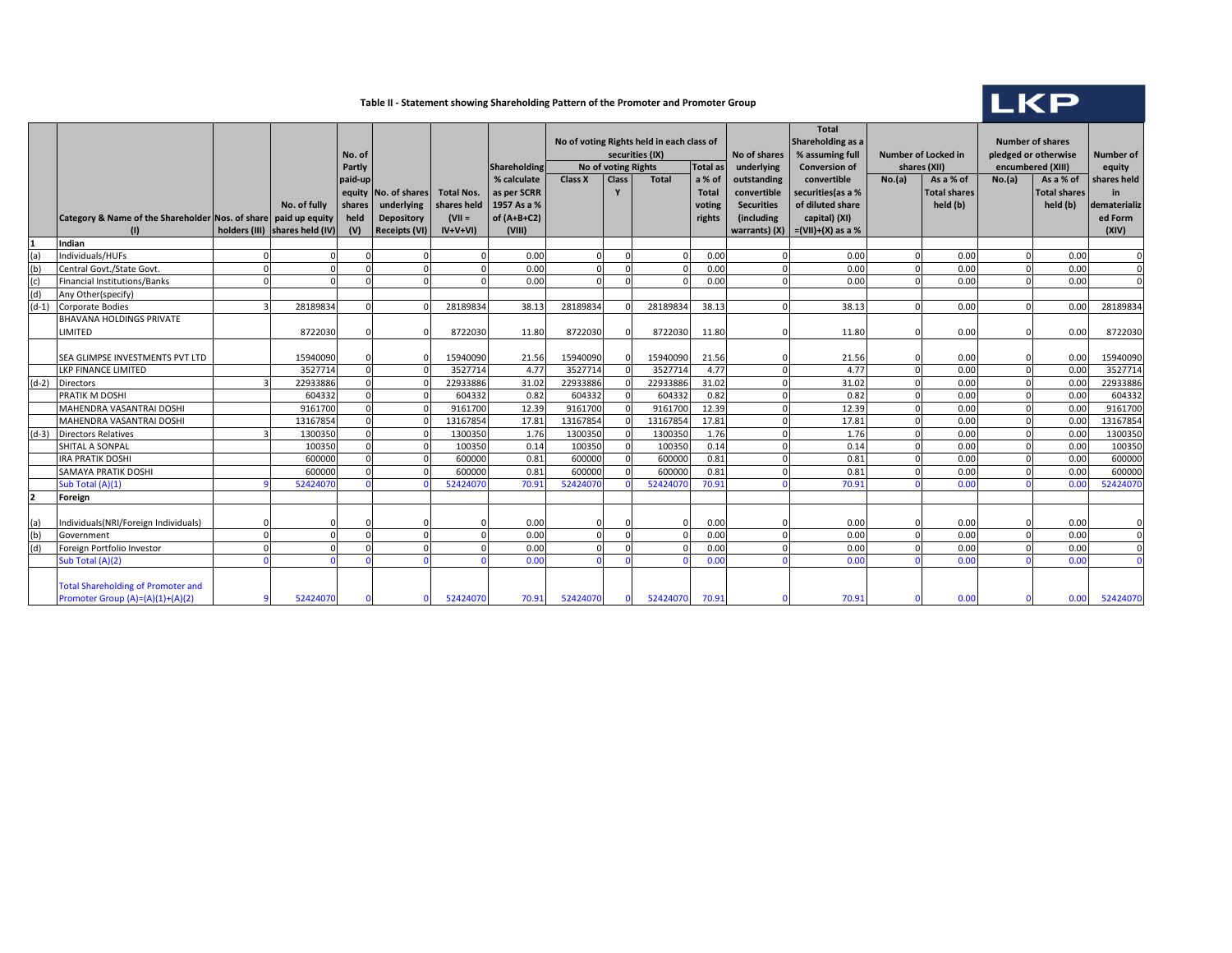## Table II - Statement showing Shareholding Pattern of the Promoter and Promoter Group

LKP

| | Category & Name of the Shareholder (I) | Nos. of share holders (III) | No. of fully paid up equity shares held (IV) | No. of Partly paid-up equity shares held (V) | No. of shares underlying Depository Receipts (VI) | Total Nos. shares held (VII = IV+V+VI) | Shareholding % calculate as per SCRR 1957 As a % of (A+B+C2) (VIII) | No of voting Rights held in each class of securities (IX) | | | | No of shares underlying outstanding convertible Securities (including warrants) (X) | Total Shareholding as a % assuming full Conversion of convertible securities(as a % of diluted share capital) (XI) =(VII)+(X) as a % | Number of Locked in shares (XII) | | Number of shares pledged or otherwise encumbered (XIII) | | Number of equity shares held in dematerialized Form (XIV) |
|---|---|---|---|---|---|---|---|---|---|---|---|---|---|---|---|---|---|---|
| | | | | | | | | No of voting Rights | | | Total as a % of Total voting rights | | | No.(a) | As a % of Total shares held (b) | No.(a) | As a % of Total shares held (b) | |
| | | | | | | | | Class X | Class Y | Total | | | | | | | | |
| 1 | Indian | | | | | | | | | | | | | | | | | |
| (a) | Individuals/HUFs | 0 | 0 | 0 | 0 | 0 | 0.00 | 0 | 0 | 0 | 0.00 | 0 | 0.00 | 0 | 0.00 | 0 | 0.00 | 0 |
| (b) | Central Govt./State Govt. | 0 | 0 | 0 | 0 | 0 | 0.00 | 0 | 0 | 0 | 0.00 | 0 | 0.00 | 0 | 0.00 | 0 | 0.00 | 0 |
| (c) | Financial Institutions/Banks | 0 | 0 | 0 | 0 | 0 | 0.00 | 0 | 0 | 0 | 0.00 | 0 | 0.00 | 0 | 0.00 | 0 | 0.00 | 0 |
| (d) | Any Other(specify) | | | | | | | | | | | | | | | | | |
| (d-1) | Corporate Bodies | 3 | 28189834 | 0 | 0 | 28189834 | 38.13 | 28189834 | 0 | 28189834 | 38.13 | 0 | 38.13 | 0 | 0.00 | 0 | 0.00 | 28189834 |
| | BHAVANA HOLDINGS PRIVATE LIMITED | | 8722030 | 0 | 0 | 8722030 | 11.80 | 8722030 | 0 | 8722030 | 11.80 | 0 | 11.80 | 0 | 0.00 | 0 | 0.00 | 8722030 |
| | SEA GLIMPSE INVESTMENTS PVT LTD | | 15940090 | 0 | 0 | 15940090 | 21.56 | 15940090 | 0 | 15940090 | 21.56 | 0 | 21.56 | 0 | 0.00 | 0 | 0.00 | 15940090 |
| | LKP FINANCE LIMITED | | 3527714 | 0 | 0 | 3527714 | 4.77 | 3527714 | 0 | 3527714 | 4.77 | 0 | 4.77 | 0 | 0.00 | 0 | 0.00 | 3527714 |
| (d-2) | Directors | 3 | 22933886 | 0 | 0 | 22933886 | 31.02 | 22933886 | 0 | 22933886 | 31.02 | 0 | 31.02 | 0 | 0.00 | 0 | 0.00 | 22933886 |
| | PRATIK M DOSHI | | 604332 | 0 | 0 | 604332 | 0.82 | 604332 | 0 | 604332 | 0.82 | 0 | 0.82 | 0 | 0.00 | 0 | 0.00 | 604332 |
| | MAHENDRA VASANTRAI DOSHI | | 9161700 | 0 | 0 | 9161700 | 12.39 | 9161700 | 0 | 9161700 | 12.39 | 0 | 12.39 | 0 | 0.00 | 0 | 0.00 | 9161700 |
| | MAHENDRA VASANTRAI DOSHI | | 13167854 | 0 | 0 | 13167854 | 17.81 | 13167854 | 0 | 13167854 | 17.81 | 0 | 17.81 | 0 | 0.00 | 0 | 0.00 | 13167854 |
| (d-3) | Directors Relatives | 3 | 1300350 | 0 | 0 | 1300350 | 1.76 | 1300350 | 0 | 1300350 | 1.76 | 0 | 1.76 | 0 | 0.00 | 0 | 0.00 | 1300350 |
| | SHITAL A SONPAL | | 100350 | 0 | 0 | 100350 | 0.14 | 100350 | 0 | 100350 | 0.14 | 0 | 0.14 | 0 | 0.00 | 0 | 0.00 | 100350 |
| | IRA PRATIK DOSHI | | 600000 | 0 | 0 | 600000 | 0.81 | 600000 | 0 | 600000 | 0.81 | 0 | 0.81 | 0 | 0.00 | 0 | 0.00 | 600000 |
| | SAMAYA PRATIK DOSHI | | 600000 | 0 | 0 | 600000 | 0.81 | 600000 | 0 | 600000 | 0.81 | 0 | 0.81 | 0 | 0.00 | 0 | 0.00 | 600000 |
| | Sub Total (A)(1) | 9 | 52424070 | 0 | 0 | 52424070 | 70.91 | 52424070 | 0 | 52424070 | 70.91 | 0 | 70.91 | 0 | 0.00 | 0 | 0.00 | 52424070 |
| 2 | Foreign | | | | | | | | | | | | | | | | | |
| (a) | Individuals(NRI/Foreign Individuals) | 0 | 0 | 0 | 0 | 0 | 0.00 | 0 | 0 | 0 | 0.00 | 0 | 0.00 | 0 | 0.00 | 0 | 0.00 | 0 |
| (b) | Government | 0 | 0 | 0 | 0 | 0 | 0.00 | 0 | 0 | 0 | 0.00 | 0 | 0.00 | 0 | 0.00 | 0 | 0.00 | 0 |
| (d) | Foreign Portfolio Investor | 0 | 0 | 0 | 0 | 0 | 0.00 | 0 | 0 | 0 | 0.00 | 0 | 0.00 | 0 | 0.00 | 0 | 0.00 | 0 |
| | Sub Total (A)(2) | 0 | 0 | 0 | 0 | 0 | 0.00 | 0 | 0 | 0 | 0.00 | 0 | 0.00 | 0 | 0.00 | 0 | 0.00 | 0 |
| | Total Shareholding of Promoter and Promoter Group (A)=(A)(1)+(A)(2) | 9 | 52424070 | 0 | 0 | 52424070 | 70.91 | 52424070 | 0 | 52424070 | 70.91 | 0 | 70.91 | 0 | 0.00 | 0 | 0.00 | 52424070 |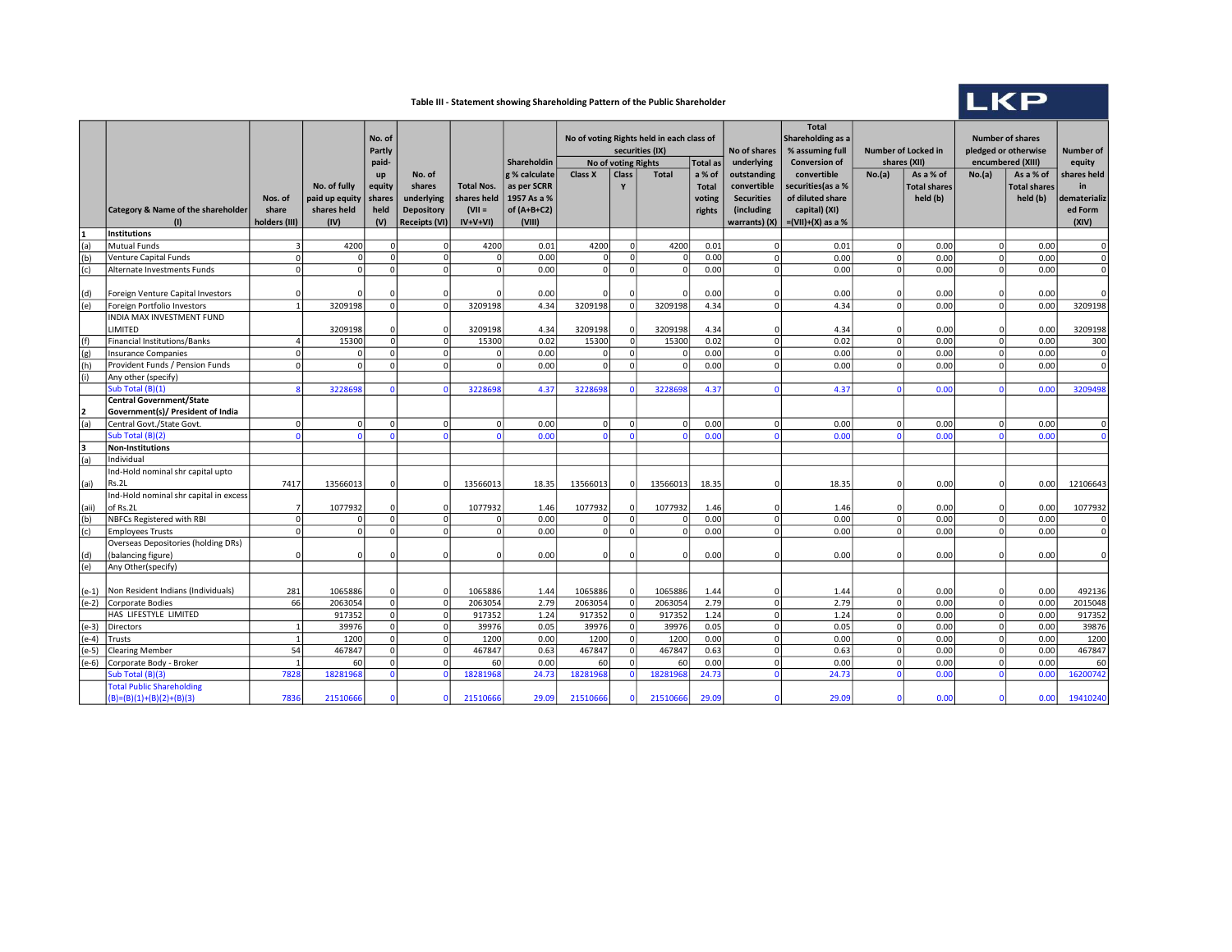# Table III - Statement showing Shareholding Pattern of the Public Shareholder

| | Category & Name of the shareholder (I) | Nos. of share holders (III) | No. of fully paid up equity shares held (IV) | No. of Partly paid-up equity shares held (V) | No. of shares underlying Depository Receipts (VI) | Total Nos. shares held (VII = IV+V+VI) | Shareholding % calculate as per SCRR 1957 As a % of (A+B+C2) (VIII) | No of voting Rights held in each class of securities (IX) - No of voting Rights - Class X | Class Y | Total | Total as a % of Total voting rights | No of shares underlying outstanding convertible Securities (including warrants) (X) | Total Shareholding as a % assuming full Conversion of convertible securities(as a % of diluted share capital) (XI) =(VII)+(X) as a % | Number of Locked in shares (XII) No.(a) | As a % of Total shares held (b) | Number of shares pledged or otherwise encumbered (XIII) No.(a) | As a % of Total shares held (b) | Number of equity shares held in dematerialized Form (XIV) |
|---|---|---|---|---|---|---|---|---|---|---|---|---|---|---|---|---|---|---|
| 1 | **Institutions** | | | | | | | | | | | | | | | | | |
| (a) | Mutual Funds | 3 | 4200 | 0 | 0 | 4200 | 0.01 | 4200 | 0 | 4200 | 0.01 | 0 | 0.01 | 0 | 0.00 | 0 | 0.00 | 0 |
| (b) | Venture Capital Funds | 0 | 0 | 0 | 0 | 0 | 0.00 | 0 | 0 | 0 | 0.00 | 0 | 0.00 | 0 | 0.00 | 0 | 0.00 | 0 |
| (c) | Alternate Investments Funds | 0 | 0 | 0 | 0 | 0 | 0.00 | 0 | 0 | 0 | 0.00 | 0 | 0.00 | 0 | 0.00 | 0 | 0.00 | 0 |
| (d) | Foreign Venture Capital Investors | 0 | 0 | 0 | 0 | 0 | 0.00 | 0 | 0 | 0 | 0.00 | 0 | 0.00 | 0 | 0.00 | 0 | 0.00 | 0 |
| (e) | Foreign Portfolio Investors | 1 | 3209198 | 0 | 0 | 3209198 | 4.34 | 3209198 | 0 | 3209198 | 4.34 | 0 | 4.34 | 0 | 0.00 | 0 | 0.00 | 3209198 |
| | INDIA MAX INVESTMENT FUND LIMITED | | 3209198 | 0 | 0 | 3209198 | 4.34 | 3209198 | 0 | 3209198 | 4.34 | 0 | 4.34 | 0 | 0.00 | 0 | 0.00 | 3209198 |
| (f) | Financial Institutions/Banks | 4 | 15300 | 0 | 0 | 15300 | 0.02 | 15300 | 0 | 15300 | 0.02 | 0 | 0.02 | 0 | 0.00 | 0 | 0.00 | 300 |
| (g) | Insurance Companies | 0 | 0 | 0 | 0 | 0 | 0.00 | 0 | 0 | 0 | 0.00 | 0 | 0.00 | 0 | 0.00 | 0 | 0.00 | 0 |
| (h) | Provident Funds / Pension Funds | 0 | 0 | 0 | 0 | 0 | 0.00 | 0 | 0 | 0 | 0.00 | 0 | 0.00 | 0 | 0.00 | 0 | 0.00 | 0 |
| (i) | Any other (specify) | | | | | | | | | | | | | | | | | |
| | Sub Total (B)(1) | 8 | 3228698 | 0 | 0 | 3228698 | 4.37 | 3228698 | 0 | 3228698 | 4.37 | 0 | 4.37 | 0 | 0.00 | 0 | 0.00 | 3209498 |
| 2 | **Central Government/State Government(s)/ President of India** | | | | | | | | | | | | | | | | | |
| (a) | Central Govt./State Govt. | 0 | 0 | 0 | 0 | 0 | 0.00 | 0 | 0 | 0 | 0.00 | 0 | 0.00 | 0 | 0.00 | 0 | 0.00 | 0 |
| | Sub Total (B)(2) | 0 | 0 | 0 | 0 | 0 | 0.00 | 0 | 0 | 0 | 0.00 | 0 | 0.00 | 0 | 0.00 | 0 | 0.00 | 0 |
| 3 | **Non-Institutions** | | | | | | | | | | | | | | | | | |
| (a) | Individual | | | | | | | | | | | | | | | | | |
| (ai) | Ind-Hold nominal shr capital upto Rs.2L | 7417 | 13566013 | 0 | 0 | 13566013 | 18.35 | 13566013 | 0 | 13566013 | 18.35 | 0 | 18.35 | 0 | 0.00 | 0 | 0.00 | 12106643 |
| (aii) | Ind-Hold nominal shr capital in excess of Rs.2L | 7 | 1077932 | 0 | 0 | 1077932 | 1.46 | 1077932 | 0 | 1077932 | 1.46 | 0 | 1.46 | 0 | 0.00 | 0 | 0.00 | 1077932 |
| (b) | NBFCs Registered with RBI | 0 | 0 | 0 | 0 | 0 | 0.00 | 0 | 0 | 0 | 0.00 | 0 | 0.00 | 0 | 0.00 | 0 | 0.00 | 0 |
| (c) | Employees Trusts | 0 | 0 | 0 | 0 | 0 | 0.00 | 0 | 0 | 0 | 0.00 | 0 | 0.00 | 0 | 0.00 | 0 | 0.00 | 0 |
| (d) | Overseas Depositories (holding DRs) (balancing figure) | 0 | 0 | 0 | 0 | 0 | 0.00 | 0 | 0 | 0 | 0.00 | 0 | 0.00 | 0 | 0.00 | 0 | 0.00 | 0 |
| (e) | Any Other(specify) | | | | | | | | | | | | | | | | | |
| (e-1) | Non Resident Indians (Individuals) | 281 | 1065886 | 0 | 0 | 1065886 | 1.44 | 1065886 | 0 | 1065886 | 1.44 | 0 | 1.44 | 0 | 0.00 | 0 | 0.00 | 492136 |
| (e-2) | Corporate Bodies | 66 | 2063054 | 0 | 0 | 2063054 | 2.79 | 2063054 | 0 | 2063054 | 2.79 | 0 | 2.79 | 0 | 0.00 | 0 | 0.00 | 2015048 |
| | HAS LIFESTYLE LIMITED | | 917352 | 0 | 0 | 917352 | 1.24 | 917352 | 0 | 917352 | 1.24 | 0 | 1.24 | 0 | 0.00 | 0 | 0.00 | 917352 |
| (e-3) | Directors | 1 | 39976 | 0 | 0 | 39976 | 0.05 | 39976 | 0 | 39976 | 0.05 | 0 | 0.05 | 0 | 0.00 | 0 | 0.00 | 39876 |
| (e-4) | Trusts | 1 | 1200 | 0 | 0 | 1200 | 0.00 | 1200 | 0 | 1200 | 0.00 | 0 | 0.00 | 0 | 0.00 | 0 | 0.00 | 1200 |
| (e-5) | Clearing Member | 54 | 467847 | 0 | 0 | 467847 | 0.63 | 467847 | 0 | 467847 | 0.63 | 0 | 0.63 | 0 | 0.00 | 0 | 0.00 | 467847 |
| (e-6) | Corporate Body - Broker | 1 | 60 | 0 | 0 | 60 | 0.00 | 60 | 0 | 60 | 0.00 | 0 | 0.00 | 0 | 0.00 | 0 | 0.00 | 60 |
| | Sub Total (B)(3) | 7828 | 18281968 | 0 | 0 | 18281968 | 24.73 | 18281968 | 0 | 18281968 | 24.73 | 0 | 24.73 | 0 | 0.00 | 0 | 0.00 | 16200742 |
| | Total Public Shareholding (B)=(B)(1)+(B)(2)+(B)(3) | 7836 | 21510666 | 0 | 0 | 21510666 | 29.09 | 21510666 | 0 | 21510666 | 29.09 | 0 | 29.09 | 0 | 0.00 | 0 | 0.00 | 19410240 |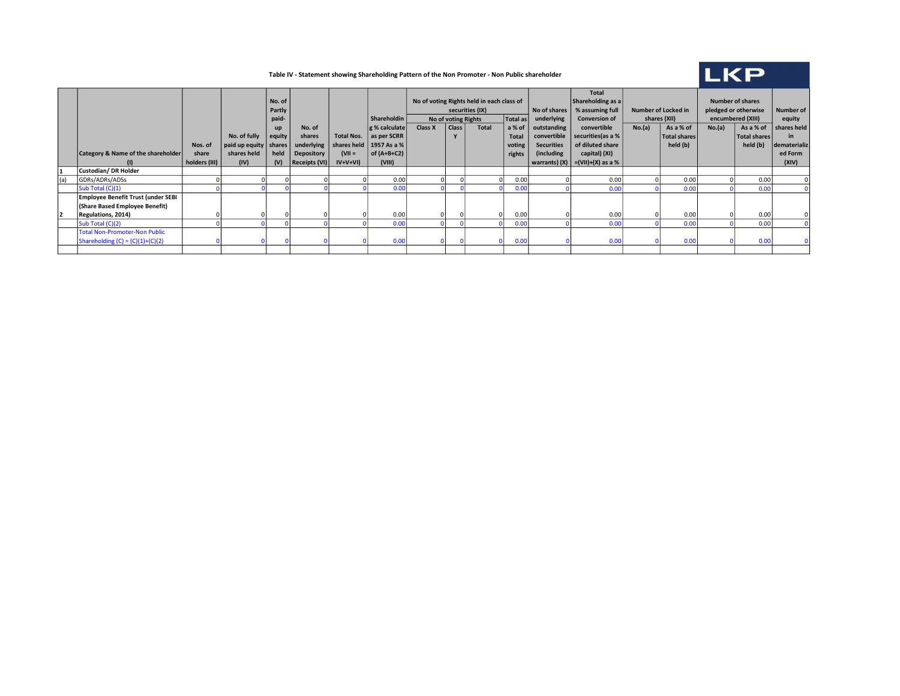## Table IV - Statement showing Shareholding Pattern of the Non Promoter - Non Public shareholder

LKP

| | Category & Name of the shareholder (I) | Nos. of share holders (III) | No. of fully paid up equity shares held (IV) | No. of Partly paid-up equity shares held (V) | No. of shares underlying Depository Receipts (VI) | Total Nos. shares held (VII = IV+V+VI) | Shareholding % calculate as per SCRR 1957 As a % of (A+B+C2) (VIII) | No of voting Rights held in each class of securities (IX) | | | | No of shares underlying outstanding convertible Securities (including warrants) (X) | Total Shareholding as a % assuming full Conversion of convertible securities(as a % of diluted share capital) (XI) =(VII)+(X) as a % | Number of Locked in shares (XII) | | Number of shares pledged or otherwise encumbered (XIII) | | Number of equity shares held in dematerialized Form (XIV) |
|---|---|---|---|---|---|---|---|---|---|---|---|---|---|---|---|---|---|---|
| | | | | | | | | No of voting Rights | | | Total as a % of Total voting rights | | | No.(a) | As a % of Total shares held (b) | No.(a) | As a % of Total shares held (b) | |
| | | | | | | | | Class X | Class Y | Total | | | | | | | | |
| 1 | **Custodian/ DR Holder** | | | | | | | | | | | | | | | | | |
| (a) | GDRs/ADRs/ADSs | 0 | 0 | 0 | 0 | 0 | 0.00 | 0 | 0 | 0 | 0.00 | 0 | 0.00 | 0 | 0.00 | 0 | 0.00 | 0 |
| | Sub Total (C)(1) | 0 | 0 | 0 | 0 | 0 | 0.00 | 0 | 0 | 0 | 0.00 | 0 | 0.00 | 0 | 0.00 | 0 | 0.00 | 0 |
| 2 | **Employee Benefit Trust (under SEBI (Share Based Employee Benefit) Regulations, 2014)** | 0 | 0 | 0 | 0 | 0 | 0.00 | 0 | 0 | 0 | 0.00 | 0 | 0.00 | 0 | 0.00 | 0 | 0.00 | 0 |
| | Sub Total (C)(2) | 0 | 0 | 0 | 0 | 0 | 0.00 | 0 | 0 | 0 | 0.00 | 0 | 0.00 | 0 | 0.00 | 0 | 0.00 | 0 |
| | Total Non-Promoter-Non Public Shareholding (C) = (C)(1)+(C)(2) | 0 | 0 | 0 | 0 | 0 | 0.00 | 0 | 0 | 0 | 0.00 | 0 | 0.00 | 0 | 0.00 | 0 | 0.00 | 0 |